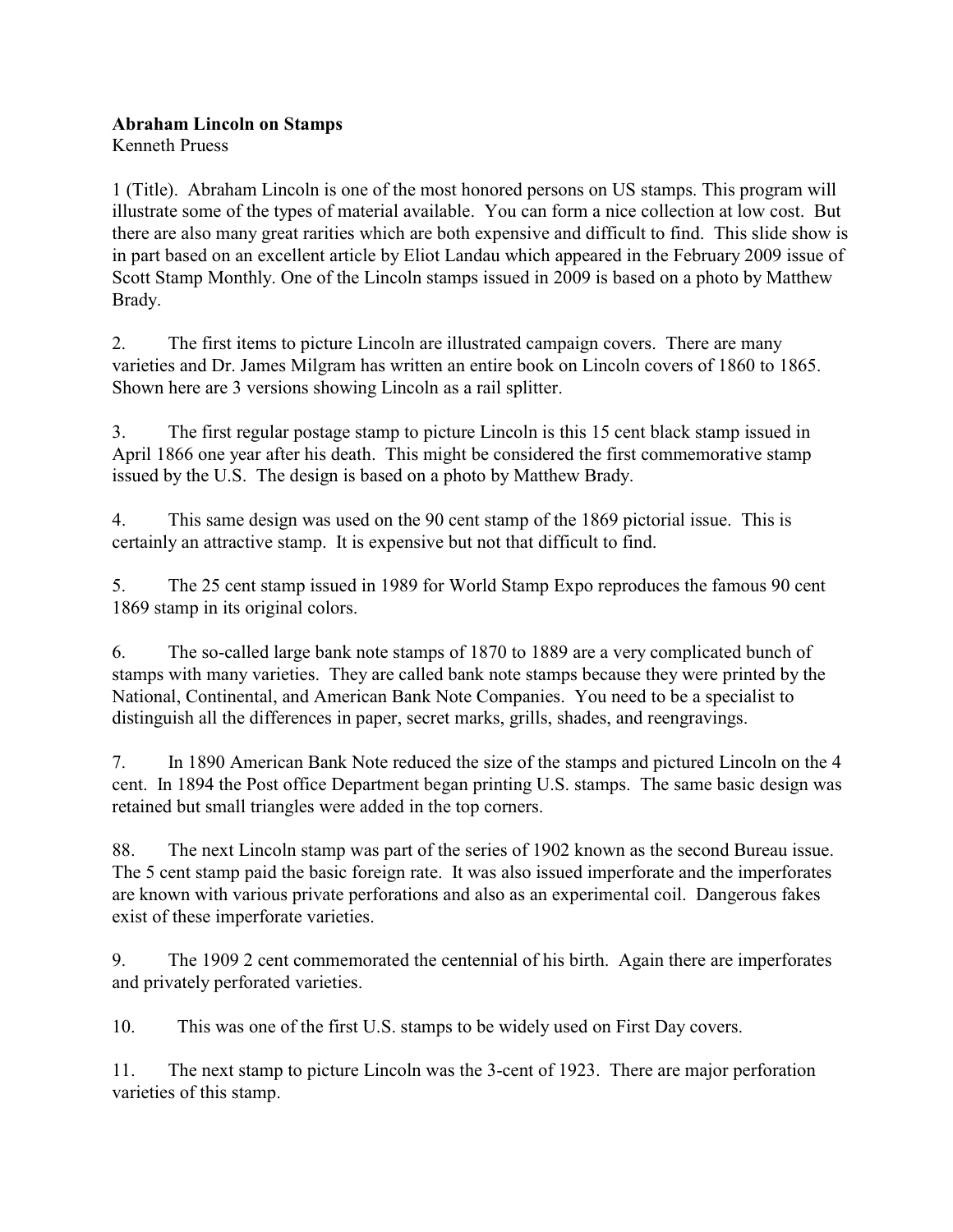**Abraham Lincoln on Stamps**
Kenneth Pruess

1 (Title). Abraham Lincoln is one of the most honored persons on US stamps. This program will illustrate some of the types of material available. You can form a nice collection at low cost. But there are also many great rarities which are both expensive and difficult to find. This slide show is in part based on an excellent article by Eliot Landau which appeared in the February 2009 issue of Scott Stamp Monthly. One of the Lincoln stamps issued in 2009 is based on a photo by Matthew Brady.

2. The first items to picture Lincoln are illustrated campaign covers. There are many varieties and Dr. James Milgram has written an entire book on Lincoln covers of 1860 to 1865. Shown here are 3 versions showing Lincoln as a rail splitter.

3. The first regular postage stamp to picture Lincoln is this 15 cent black stamp issued in April 1866 one year after his death. This might be considered the first commemorative stamp issued by the U.S. The design is based on a photo by Matthew Brady.

4. This same design was used on the 90 cent stamp of the 1869 pictorial issue. This is certainly an attractive stamp. It is expensive but not that difficult to find.

5. The 25 cent stamp issued in 1989 for World Stamp Expo reproduces the famous 90 cent 1869 stamp in its original colors.

6. The so-called large bank note stamps of 1870 to 1889 are a very complicated bunch of stamps with many varieties. They are called bank note stamps because they were printed by the National, Continental, and American Bank Note Companies. You need to be a specialist to distinguish all the differences in paper, secret marks, grills, shades, and reengravings.

7. In 1890 American Bank Note reduced the size of the stamps and pictured Lincoln on the 4 cent. In 1894 the Post office Department began printing U.S. stamps. The same basic design was retained but small triangles were added in the top corners.

88. The next Lincoln stamp was part of the series of 1902 known as the second Bureau issue. The 5 cent stamp paid the basic foreign rate. It was also issued imperforate and the imperforates are known with various private perforations and also as an experimental coil. Dangerous fakes exist of these imperforate varieties.

9. The 1909 2 cent commemorated the centennial of his birth. Again there are imperforates and privately perforated varieties.

10. This was one of the first U.S. stamps to be widely used on First Day covers.

11. The next stamp to picture Lincoln was the 3-cent of 1923. There are major perforation varieties of this stamp.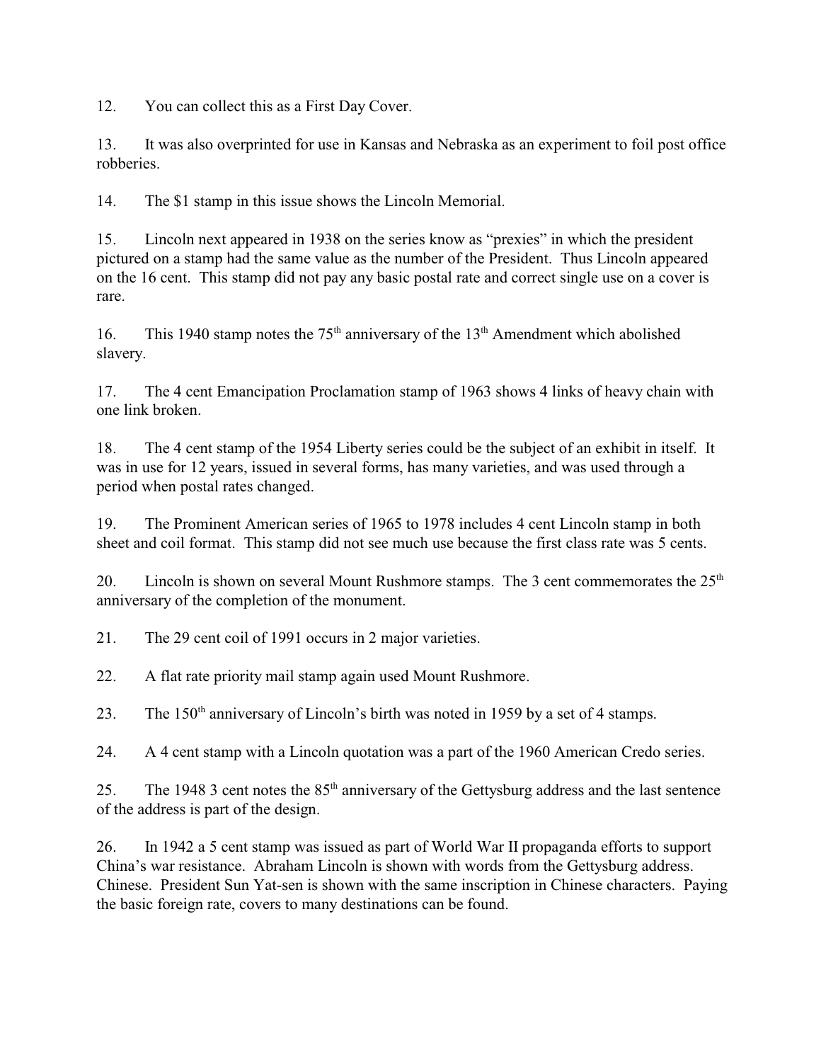12. You can collect this as a First Day Cover.

13. It was also overprinted for use in Kansas and Nebraska as an experiment to foil post office robberies.

14. The $1 stamp in this issue shows the Lincoln Memorial.

15. Lincoln next appeared in 1938 on the series know as "prexies" in which the president pictured on a stamp had the same value as the number of the President. Thus Lincoln appeared on the 16 cent. This stamp did not pay any basic postal rate and correct single use on a cover is rare.

16. This 1940 stamp notes the 75th anniversary of the 13th Amendment which abolished slavery.

17. The 4 cent Emancipation Proclamation stamp of 1963 shows 4 links of heavy chain with one link broken.

18. The 4 cent stamp of the 1954 Liberty series could be the subject of an exhibit in itself. It was in use for 12 years, issued in several forms, has many varieties, and was used through a period when postal rates changed.

19. The Prominent American series of 1965 to 1978 includes 4 cent Lincoln stamp in both sheet and coil format. This stamp did not see much use because the first class rate was 5 cents.

20. Lincoln is shown on several Mount Rushmore stamps. The 3 cent commemorates the 25th anniversary of the completion of the monument.

21. The 29 cent coil of 1991 occurs in 2 major varieties.

22. A flat rate priority mail stamp again used Mount Rushmore.

23. The 150th anniversary of Lincoln's birth was noted in 1959 by a set of 4 stamps.

24. A 4 cent stamp with a Lincoln quotation was a part of the 1960 American Credo series.

25. The 1948 3 cent notes the 85th anniversary of the Gettysburg address and the last sentence of the address is part of the design.

26. In 1942 a 5 cent stamp was issued as part of World War II propaganda efforts to support China's war resistance. Abraham Lincoln is shown with words from the Gettysburg address. Chinese. President Sun Yat-sen is shown with the same inscription in Chinese characters. Paying the basic foreign rate, covers to many destinations can be found.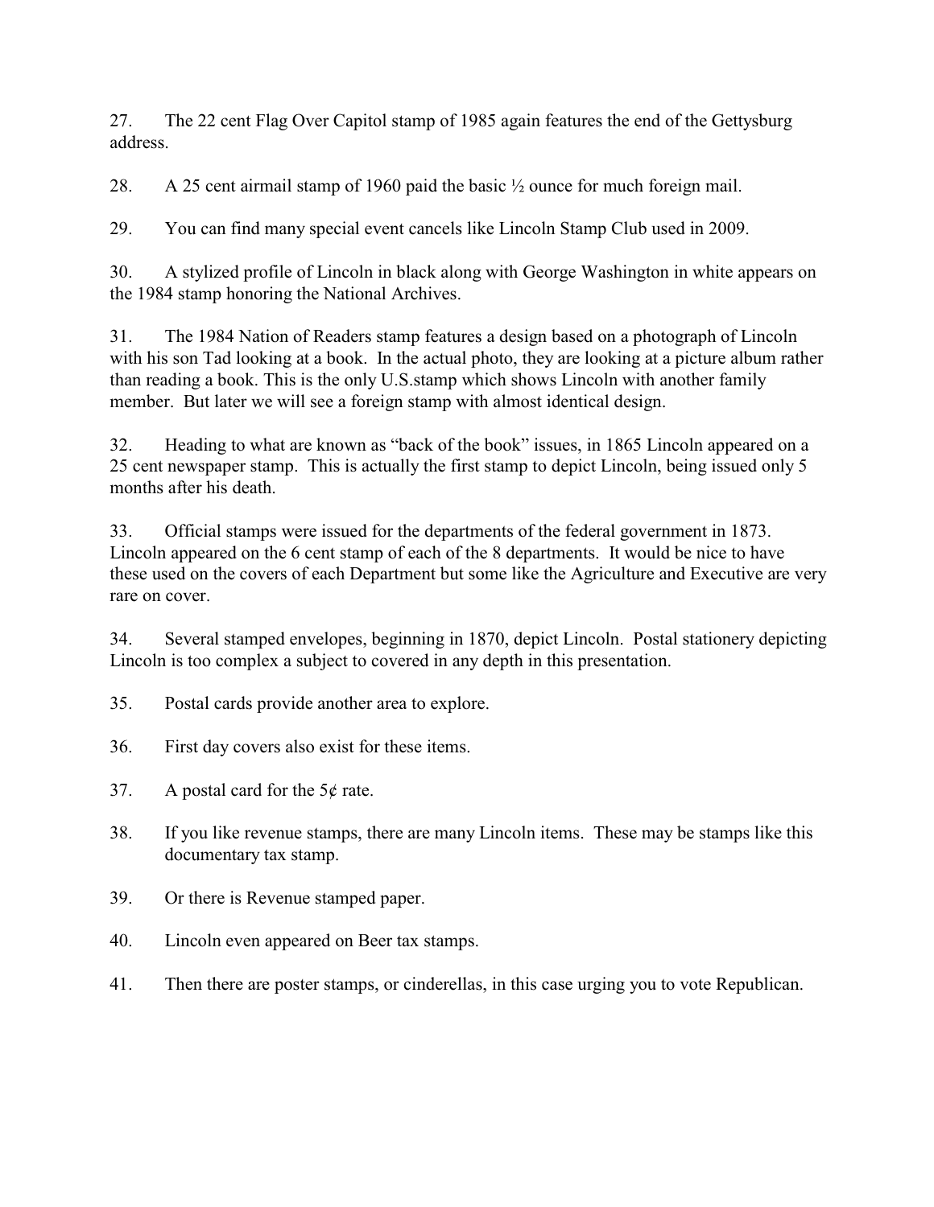27. The 22 cent Flag Over Capitol stamp of 1985 again features the end of the Gettysburg address.

28. A 25 cent airmail stamp of 1960 paid the basic ½ ounce for much foreign mail.

29. You can find many special event cancels like Lincoln Stamp Club used in 2009.

30. A stylized profile of Lincoln in black along with George Washington in white appears on the 1984 stamp honoring the National Archives.

31. The 1984 Nation of Readers stamp features a design based on a photograph of Lincoln with his son Tad looking at a book. In the actual photo, they are looking at a picture album rather than reading a book. This is the only U.S.stamp which shows Lincoln with another family member. But later we will see a foreign stamp with almost identical design.

32. Heading to what are known as "back of the book" issues, in 1865 Lincoln appeared on a 25 cent newspaper stamp. This is actually the first stamp to depict Lincoln, being issued only 5 months after his death.

33. Official stamps were issued for the departments of the federal government in 1873. Lincoln appeared on the 6 cent stamp of each of the 8 departments. It would be nice to have these used on the covers of each Department but some like the Agriculture and Executive are very rare on cover.

34. Several stamped envelopes, beginning in 1870, depict Lincoln. Postal stationery depicting Lincoln is too complex a subject to covered in any depth in this presentation.

35. Postal cards provide another area to explore.

36. First day covers also exist for these items.

37. A postal card for the 5¢ rate.

38. If you like revenue stamps, there are many Lincoln items. These may be stamps like this documentary tax stamp.

39. Or there is Revenue stamped paper.

40. Lincoln even appeared on Beer tax stamps.

41. Then there are poster stamps, or cinderellas, in this case urging you to vote Republican.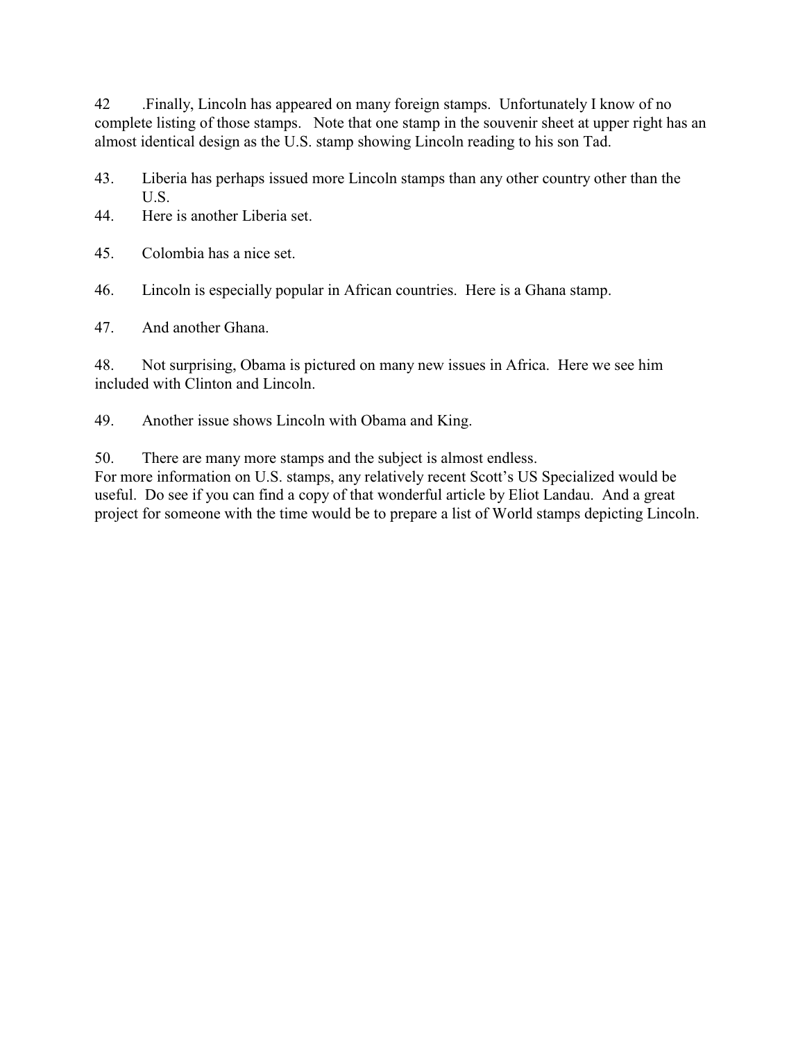42 .Finally, Lincoln has appeared on many foreign stamps. Unfortunately I know of no complete listing of those stamps. Note that one stamp in the souvenir sheet at upper right has an almost identical design as the U.S. stamp showing Lincoln reading to his son Tad.

43. Liberia has perhaps issued more Lincoln stamps than any other country other than the U.S.

44. Here is another Liberia set.

45. Colombia has a nice set.

46. Lincoln is especially popular in African countries. Here is a Ghana stamp.

47. And another Ghana.

48. Not surprising, Obama is pictured on many new issues in Africa. Here we see him included with Clinton and Lincoln.

49. Another issue shows Lincoln with Obama and King.

50. There are many more stamps and the subject is almost endless.
For more information on U.S. stamps, any relatively recent Scott's US Specialized would be useful. Do see if you can find a copy of that wonderful article by Eliot Landau. And a great project for someone with the time would be to prepare a list of World stamps depicting Lincoln.